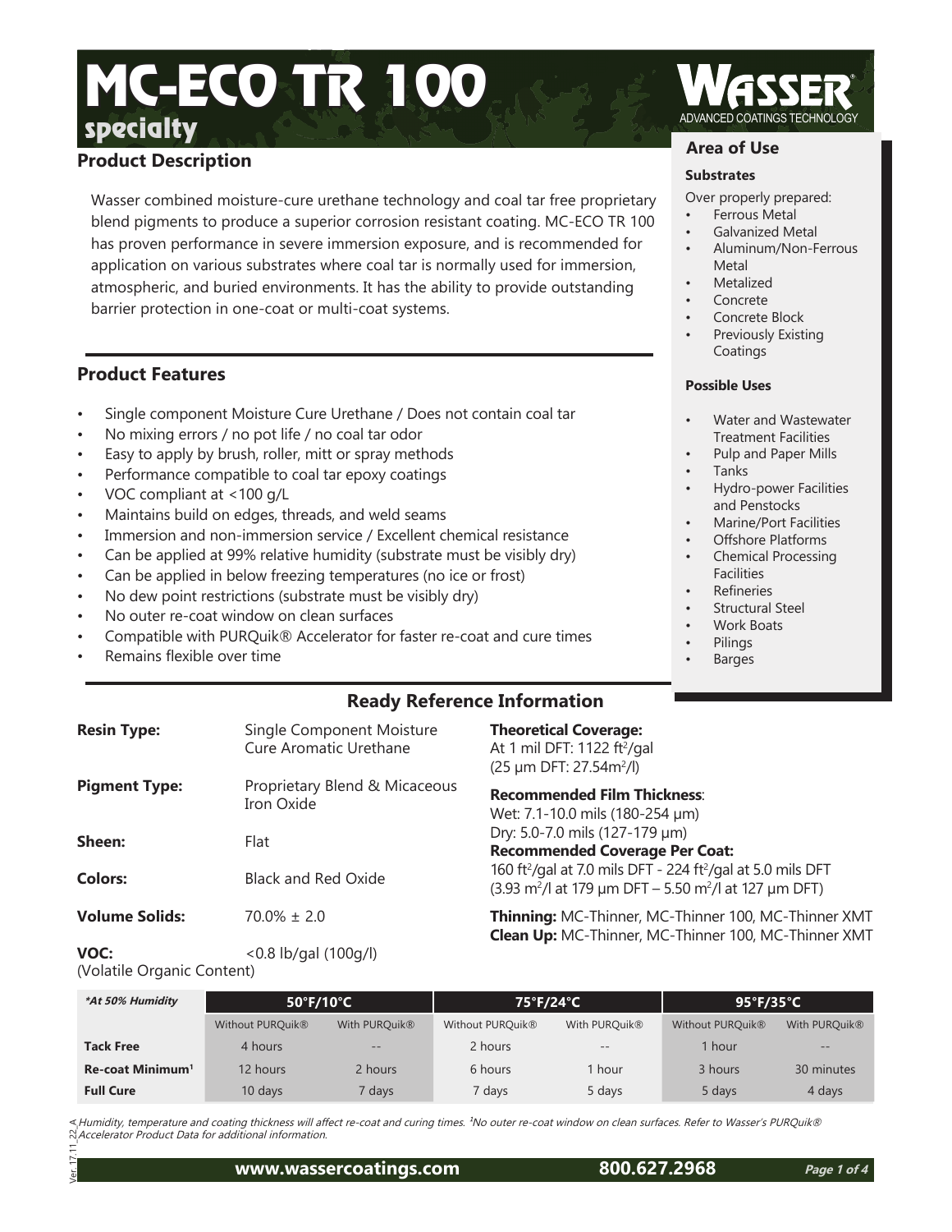# MC-ECO TR 100

**specialty**

WASSER® ADVANCED COATINGS TECHNOLOGY

## Product Description

Wasser combined moisture-cure urethane technology and coal tar free proprietary blend pigments to produce a superior corrosion resistant coating. MC-ECO TR 100 has proven performance in severe immersion exposure, and is recommended for application on various substrates where coal tar is normally used for immersion, atmospheric, and buried environments. It has the ability to provide outstanding barrier protection in one-coat or multi-coat systems.

## Product Features

- Single component Moisture Cure Urethane / Does not contain coal tar
- No mixing errors / no pot life / no coal tar odor
- Easy to apply by brush, roller, mitt or spray methods
- Performance compatible to coal tar epoxy coatings
- VOC compliant at <100 g/L
- Maintains build on edges, threads, and weld seams
- Immersion and non-immersion service / Excellent chemical resistance
- Can be applied at 99% relative humidity (substrate must be visibly dry)
- Can be applied in below freezing temperatures (no ice or frost)
- No dew point restrictions (substrate must be visibly dry)
- No outer re-coat window on clean surfaces
- Compatible with PURQuik® Accelerator for faster re-coat and cure times
- Remains flexible over time

## Area of Use

### Substrates

Over properly prepared:

- Ferrous Metal
- Galvanized Metal
- Aluminum/Non-Ferrous Metal
- Metalized
- Concrete
- Concrete Block
- Previously Existing Coatings

### Possible Uses

- Water and Wastewater Treatment Facilities
- Pulp and Paper Mills
- Tanks
- Hydro-power Facilities and Penstocks
- Marine/Port Facilities
- Offshore Platforms
- Chemical Processing Facilities
- Refineries
- Structural Steel
- Work Boats
- Pilings
- Barges

## Ready Reference Information

**Resin Type:** Single Component Moisture Cure Aromatic Urethane

**Pigment Type:** Proprietary Blend & Micaceous Iron Oxide

**Sheen:** Flat

**Colors:** Black and Red Oxide

**Volume Solids:** 70.0% ± 2.0

**VOC:** <0.8 lb/gal (100g/l)
(Volatile Organic Content)

**Theoretical Coverage:**
At 1 mil DFT: 1122 ft$^2$/gal
(25 µm DFT: 27.54m$^2$/l)

**Recommended Film Thickness**:
Wet: 7.1-10.0 mils (180-254 µm)
Dry: 5.0-7.0 mils (127-179 µm)

**Recommended Coverage Per Coat:**
160 ft$^2$/gal at 7.0 mils DFT - 224 ft$^2$/gal at 5.0 mils DFT
(3.93 m$^2$/l at 179 µm DFT – 5.50 m$^2$/l at 127 µm DFT)

**Thinning:** MC-Thinner, MC-Thinner 100, MC-Thinner XMT
**Clean Up:** MC-Thinner, MC-Thinner 100, MC-Thinner XMT

| *\*At 50% Humidity* | 50°F/10°C | | 75°F/24°C | | 95°F/35°C | |
|---|---|---|---|---|---|---|
| | Without PURQuik® | With PURQuik® | Without PURQuik® | With PURQuik® | Without PURQuik® | With PURQuik® |
| **Tack Free** | 4 hours | -- | 2 hours | -- | 1 hour | -- |
| **Re-coat Minimum[1]** | 12 hours | 2 hours | 6 hours | 1 hour | 3 hours | 30 minutes |
| **Full Cure** | 10 days | 7 days | 7 days | 5 days | 5 days | 4 days |

*Humidity, temperature and coating thickness will affect re-coat and curing times. [1]No outer re-coat window on clean surfaces. Refer to Wasser's PURQuik® Accelerator Product Data for additional information.*

Ver.17.11.22.A

www.wassercoatings.com 800.627.2968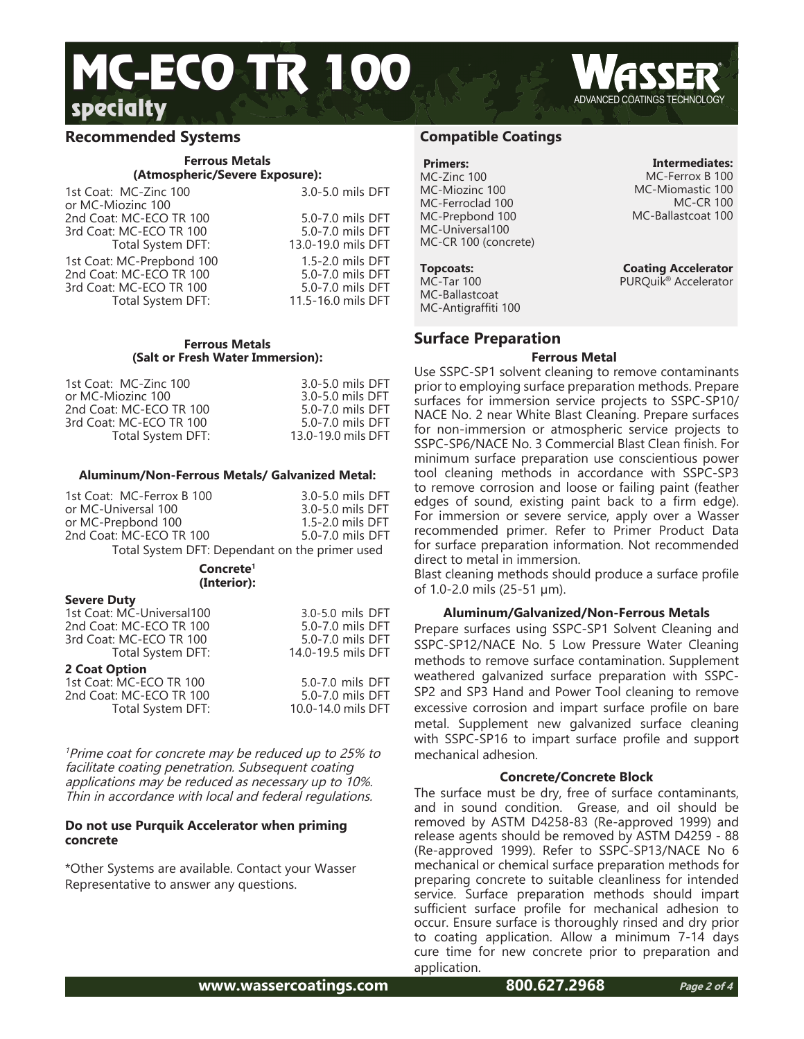# MC-ECO TR 100

specialty

## Recommended Systems

### Ferrous Metals (Atmospheric/Severe Exposure):

| | |
|---|---|
| 1st Coat: MC-Zinc 100 or MC-Miozinc 100 | 3.0-5.0 mils DFT |
| 2nd Coat: MC-ECO TR 100 | 5.0-7.0 mils DFT |
| 3rd Coat: MC-ECO TR 100 | 5.0-7.0 mils DFT |
| Total System DFT: | 13.0-19.0 mils DFT |

| | |
|---|---|
| 1st Coat: MC-Prepbond 100 | 1.5-2.0 mils DFT |
| 2nd Coat: MC-ECO TR 100 | 5.0-7.0 mils DFT |
| 3rd Coat: MC-ECO TR 100 | 5.0-7.0 mils DFT |
| Total System DFT: | 11.5-16.0 mils DFT |

### Ferrous Metals (Salt or Fresh Water Immersion):

| | |
|---|---|
| 1st Coat: MC-Zinc 100 | 3.0-5.0 mils DFT |
| or MC-Miozinc 100 | 3.0-5.0 mils DFT |
| 2nd Coat: MC-ECO TR 100 | 5.0-7.0 mils DFT |
| 3rd Coat: MC-ECO TR 100 | 5.0-7.0 mils DFT |
| Total System DFT: | 13.0-19.0 mils DFT |

### Aluminum/Non-Ferrous Metals/ Galvanized Metal:

| | |
|---|---|
| 1st Coat: MC-Ferrox B 100 | 3.0-5.0 mils DFT |
| or MC-Universal 100 | 3.0-5.0 mils DFT |
| or MC-Prepbond 100 | 1.5-2.0 mils DFT |
| 2nd Coat: MC-ECO TR 100 | 5.0-7.0 mils DFT |

Total System DFT: Dependant on the primer used

### Concrete[1] (Interior):

**Severe Duty**

| | |
|---|---|
| 1st Coat: MC-Universal100 | 3.0-5.0 mils DFT |
| 2nd Coat: MC-ECO TR 100 | 5.0-7.0 mils DFT |
| 3rd Coat: MC-ECO TR 100 | 5.0-7.0 mils DFT |
| Total System DFT: | 14.0-19.5 mils DFT |

**2 Coat Option**

| | |
|---|---|
| 1st Coat: MC-ECO TR 100 | 5.0-7.0 mils DFT |
| 2nd Coat: MC-ECO TR 100 | 5.0-7.0 mils DFT |
| Total System DFT: | 10.0-14.0 mils DFT |

*[1]Prime coat for concrete may be reduced up to 25% to facilitate coating penetration. Subsequent coating applications may be reduced as necessary up to 10%. Thin in accordance with local and federal regulations.*

**Do not use Purquik Accelerator when priming concrete**

*Other Systems are available. Contact your Wasser Representative to answer any questions.

## Compatible Coatings

**Primers:**
MC-Zinc 100
MC-Miozinc 100
MC-Ferroclad 100
MC-Prepbond 100
MC-Universal100
MC-CR 100 (concrete)

**Intermediates:**
MC-Ferrox B 100
MC-Miomastic 100
MC-CR 100
MC-Ballastcoat 100

**Topcoats:**
MC-Tar 100
MC-Ballastcoat
MC-Antigraffiti 100

**Coating Accelerator**
PURQuik® Accelerator

## Surface Preparation

### Ferrous Metal

Use SSPC-SP1 solvent cleaning to remove contaminants prior to employing surface preparation methods. Prepare surfaces for immersion service projects to SSPC-SP10/ NACE No. 2 near White Blast Cleaning. Prepare surfaces for non-immersion or atmospheric service projects to SSPC-SP6/NACE No. 3 Commercial Blast Clean finish. For minimum surface preparation use conscientious power tool cleaning methods in accordance with SSPC-SP3 to remove corrosion and loose or failing paint (feather edges of sound, existing paint back to a firm edge). For immersion or severe service, apply over a Wasser recommended primer. Refer to Primer Product Data for surface preparation information. Not recommended direct to metal in immersion.

Blast cleaning methods should produce a surface profile of 1.0-2.0 mils (25-51 µm).

### Aluminum/Galvanized/Non-Ferrous Metals

Prepare surfaces using SSPC-SP1 Solvent Cleaning and SSPC-SP12/NACE No. 5 Low Pressure Water Cleaning methods to remove surface contamination. Supplement weathered galvanized surface preparation with SSPC-SP2 and SP3 Hand and Power Tool cleaning to remove excessive corrosion and impart surface profile on bare metal. Supplement new galvanized surface cleaning with SSPC-SP16 to impart surface profile and support mechanical adhesion.

### Concrete/Concrete Block

The surface must be dry, free of surface contaminants, and in sound condition. Grease, and oil should be removed by ASTM D4258-83 (Re-approved 1999) and release agents should be removed by ASTM D4259 - 88 (Re-approved 1999). Refer to SSPC-SP13/NACE No 6 mechanical or chemical surface preparation methods for preparing concrete to suitable cleanliness for intended service. Surface preparation methods should impart sufficient surface profile for mechanical adhesion to occur. Ensure surface is thoroughly rinsed and dry prior to coating application. Allow a minimum 7-14 days cure time for new concrete prior to preparation and application.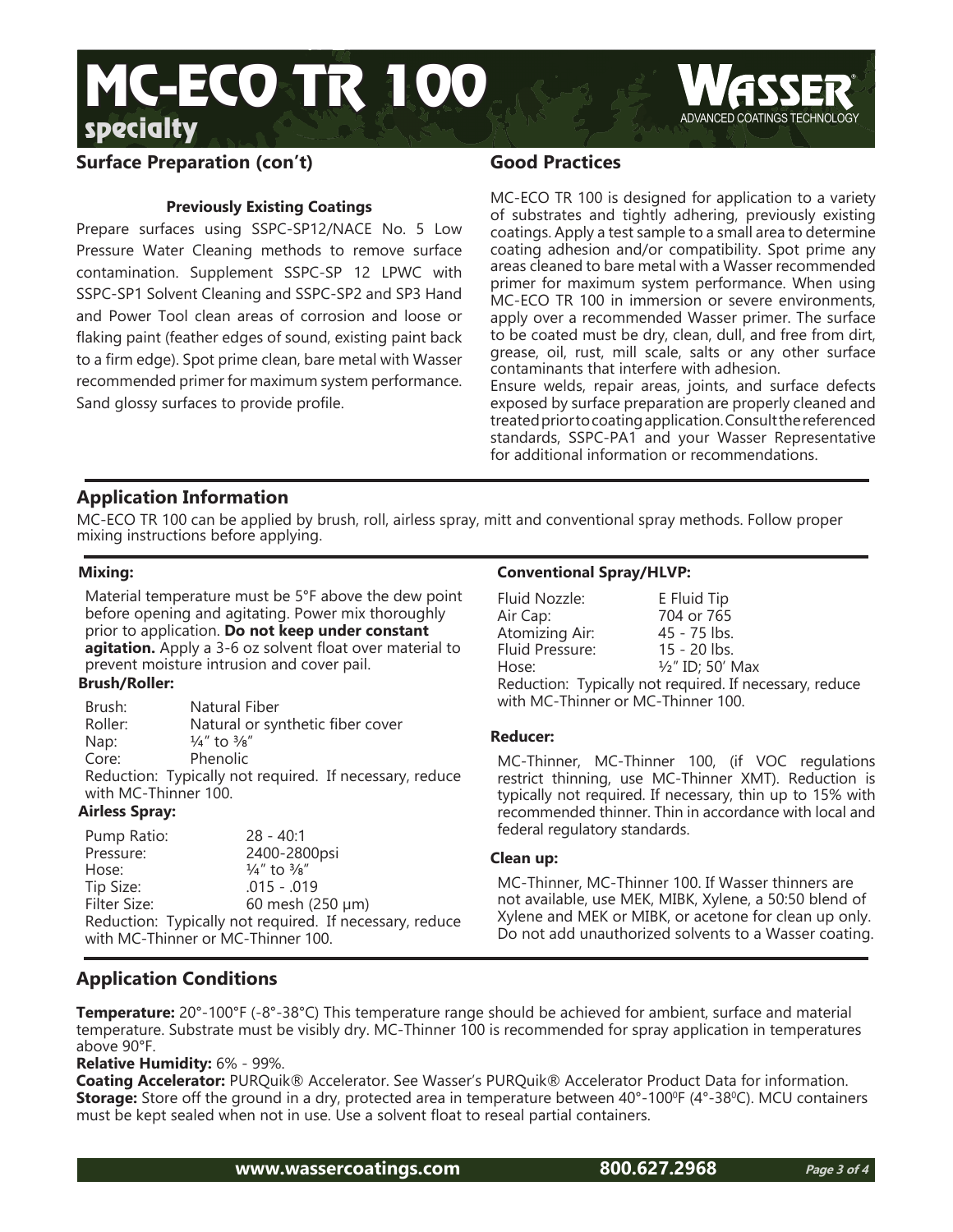## Surface Preparation (con't)

### Previously Existing Coatings

Prepare surfaces using SSPC-SP12/NACE No. 5 Low Pressure Water Cleaning methods to remove surface contamination. Supplement SSPC-SP 12 LPWC with SSPC-SP1 Solvent Cleaning and SSPC-SP2 and SP3 Hand and Power Tool clean areas of corrosion and loose or flaking paint (feather edges of sound, existing paint back to a firm edge). Spot prime clean, bare metal with Wasser recommended primer for maximum system performance. Sand glossy surfaces to provide profile.

## Good Practices

MC-ECO TR 100 is designed for application to a variety of substrates and tightly adhering, previously existing coatings. Apply a test sample to a small area to determine coating adhesion and/or compatibility. Spot prime any areas cleaned to bare metal with a Wasser recommended primer for maximum system performance. When using MC-ECO TR 100 in immersion or severe environments, apply over a recommended Wasser primer. The surface to be coated must be dry, clean, dull, and free from dirt, grease, oil, rust, mill scale, salts or any other surface contaminants that interfere with adhesion.

Ensure welds, repair areas, joints, and surface defects exposed by surface preparation are properly cleaned and treated prior to coating application. Consult the referenced standards, SSPC-PA1 and your Wasser Representative for additional information or recommendations.

## Application Information

MC-ECO TR 100 can be applied by brush, roll, airless spray, mitt and conventional spray methods. Follow proper mixing instructions before applying.

### Mixing:

Material temperature must be 5°F above the dew point before opening and agitating. Power mix thoroughly prior to application. **Do not keep under constant agitation.** Apply a 3-6 oz solvent float over material to prevent moisture intrusion and cover pail.

### Brush/Roller:

| | |
|---|---|
| Brush: | Natural Fiber |
| Roller: | Natural or synthetic fiber cover |
| Nap: | ¼" to ⅜" |
| Core: | Phenolic |

Reduction: Typically not required. If necessary, reduce with MC-Thinner 100.

### Airless Spray:

| | |
|---|---|
| Pump Ratio: | 28 - 40:1 |
| Pressure: | 2400-2800psi |
| Hose: | ¼" to ⅜" |
| Tip Size: | .015 - .019 |
| Filter Size: | 60 mesh (250 µm) |

Reduction: Typically not required. If necessary, reduce with MC-Thinner or MC-Thinner 100.

### Conventional Spray/HLVP:

| | |
|---|---|
| Fluid Nozzle: | E Fluid Tip |
| Air Cap: | 704 or 765 |
| Atomizing Air: | 45 - 75 lbs. |
| Fluid Pressure: | 15 - 20 lbs. |
| Hose: | ½" ID; 50' Max |

Reduction: Typically not required. If necessary, reduce with MC-Thinner or MC-Thinner 100.

### Reducer:

MC-Thinner, MC-Thinner 100, (if VOC regulations restrict thinning, use MC-Thinner XMT). Reduction is typically not required. If necessary, thin up to 15% with recommended thinner. Thin in accordance with local and federal regulatory standards.

### Clean up:

MC-Thinner, MC-Thinner 100. If Wasser thinners are not available, use MEK, MIBK, Xylene, a 50:50 blend of Xylene and MEK or MIBK, or acetone for clean up only. Do not add unauthorized solvents to a Wasser coating.

## Application Conditions

**Temperature:** 20°-100°F (-8°-38°C) This temperature range should be achieved for ambient, surface and material temperature. Substrate must be visibly dry. MC-Thinner 100 is recommended for spray application in temperatures above 90°F.

**Relative Humidity:** 6% - 99%.

**Coating Accelerator:** PURQuik® Accelerator. See Wasser's PURQuik® Accelerator Product Data for information.

**Storage:** Store off the ground in a dry, protected area in temperature between 40°-100°F (4°-38°C). MCU containers must be kept sealed when not in use. Use a solvent float to reseal partial containers.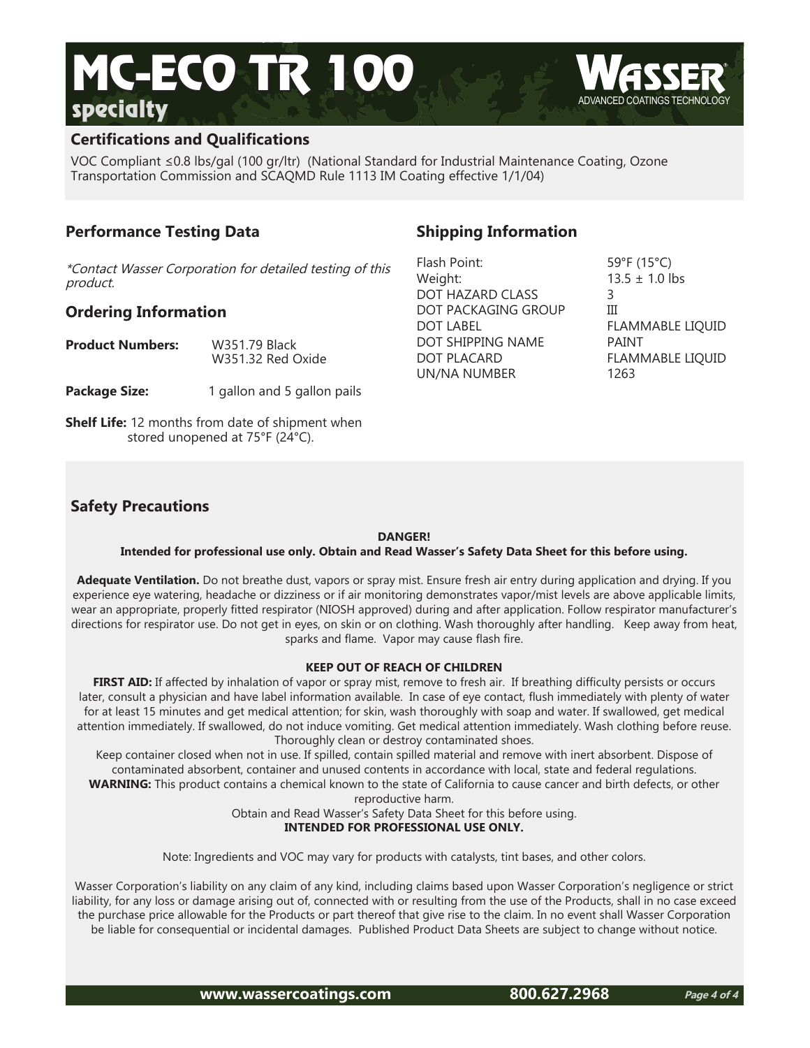# MC-ECO TR 100

**specialty**

WASSER
ADVANCED COATINGS TECHNOLOGY

## Certifications and Qualifications

VOC Compliant ≤0.8 lbs/gal (100 gr/ltr) (National Standard for Industrial Maintenance Coating, Ozone Transportation Commission and SCAQMD Rule 1113 IM Coating effective 1/1/04)

## Performance Testing Data

*\*Contact Wasser Corporation for detailed testing of this product.*

## Ordering Information

**Product Numbers:** W351.79 Black
W351.32 Red Oxide

**Package Size:** 1 gallon and 5 gallon pails

**Shelf Life:** 12 months from date of shipment when stored unopened at 75°F (24°C).

## Shipping Information

| | |
|---|---|
| Flash Point: | 59°F (15°C) |
| Weight: | 13.5 ± 1.0 lbs |
| DOT HAZARD CLASS | 3 |
| DOT PACKAGING GROUP | III |
| DOT LABEL | FLAMMABLE LIQUID |
| DOT SHIPPING NAME | PAINT |
| DOT PLACARD | FLAMMABLE LIQUID |
| UN/NA NUMBER | 1263 |

## Safety Precautions

**DANGER!**

**Intended for professional use only. Obtain and Read Wasser's Safety Data Sheet for this before using.**

**Adequate Ventilation.** Do not breathe dust, vapors or spray mist. Ensure fresh air entry during application and drying. If you experience eye watering, headache or dizziness or if air monitoring demonstrates vapor/mist levels are above applicable limits, wear an appropriate, properly fitted respirator (NIOSH approved) during and after application. Follow respirator manufacturer's directions for respirator use. Do not get in eyes, on skin or on clothing. Wash thoroughly after handling. Keep away from heat, sparks and flame. Vapor may cause flash fire.

**KEEP OUT OF REACH OF CHILDREN**

**FIRST AID:** If affected by inhalation of vapor or spray mist, remove to fresh air. If breathing difficulty persists or occurs later, consult a physician and have label information available. In case of eye contact, flush immediately with plenty of water for at least 15 minutes and get medical attention; for skin, wash thoroughly with soap and water. If swallowed, get medical attention immediately. If swallowed, do not induce vomiting. Get medical attention immediately. Wash clothing before reuse. Thoroughly clean or destroy contaminated shoes.

Keep container closed when not in use. If spilled, contain spilled material and remove with inert absorbent. Dispose of contaminated absorbent, container and unused contents in accordance with local, state and federal regulations.

**WARNING:** This product contains a chemical known to the state of California to cause cancer and birth defects, or other reproductive harm.

Obtain and Read Wasser's Safety Data Sheet for this before using.

**INTENDED FOR PROFESSIONAL USE ONLY.**

Note: Ingredients and VOC may vary for products with catalysts, tint bases, and other colors.

Wasser Corporation's liability on any claim of any kind, including claims based upon Wasser Corporation's negligence or strict liability, for any loss or damage arising out of, connected with or resulting from the use of the Products, shall in no case exceed the purchase price allowable for the Products or part thereof that give rise to the claim. In no event shall Wasser Corporation be liable for consequential or incidental damages. Published Product Data Sheets are subject to change without notice.

**www.wassercoatings.com** **800.627.2968**